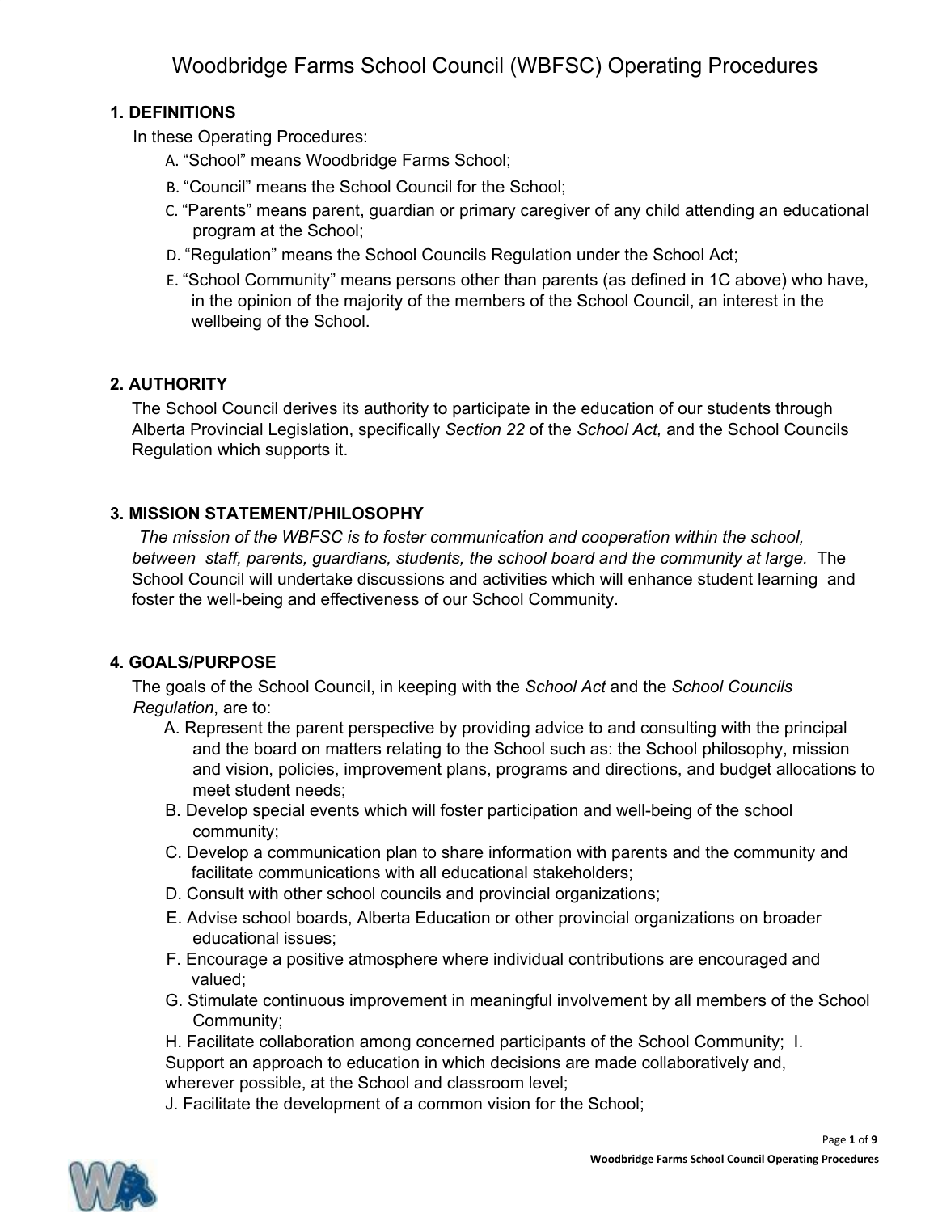# Woodbridge Farms School Council (WBFSC) Operating Procedures

## 1. DEFINITIONS

In these Operating Procedures:

A. "School" means Woodbridge Farms School;

B. "Council" means the School Council for the School;

C. "Parents" means parent, guardian or primary caregiver of any child attending an educational program at the School;

D. "Regulation" means the School Councils Regulation under the School Act;

E. "School Community" means persons other than parents (as defined in 1C above) who have, in the opinion of the majority of the members of the School Council, an interest in the wellbeing of the School.

## 2. AUTHORITY

The School Council derives its authority to participate in the education of our students through Alberta Provincial Legislation, specifically *Section 22* of the *School Act,* and the School Councils Regulation which supports it.

## 3. MISSION STATEMENT/PHILOSOPHY

*The mission of the WBFSC is to foster communication and cooperation within the school, between staff, parents, guardians, students, the school board and the community at large.* The School Council will undertake discussions and activities which will enhance student learning and foster the well-being and effectiveness of our School Community.

## 4. GOALS/PURPOSE

The goals of the School Council, in keeping with the *School Act* and the *School Councils Regulation*, are to:

A. Represent the parent perspective by providing advice to and consulting with the principal and the board on matters relating to the School such as: the School philosophy, mission and vision, policies, improvement plans, programs and directions, and budget allocations to meet student needs;

B. Develop special events which will foster participation and well-being of the school community;

C. Develop a communication plan to share information with parents and the community and facilitate communications with all educational stakeholders;

D. Consult with other school councils and provincial organizations;

E. Advise school boards, Alberta Education or other provincial organizations on broader educational issues;

F. Encourage a positive atmosphere where individual contributions are encouraged and valued;

G. Stimulate continuous improvement in meaningful involvement by all members of the School Community;

H. Facilitate collaboration among concerned participants of the School Community;

I. Support an approach to education in which decisions are made collaboratively and, wherever possible, at the School and classroom level;

J. Facilitate the development of a common vision for the School;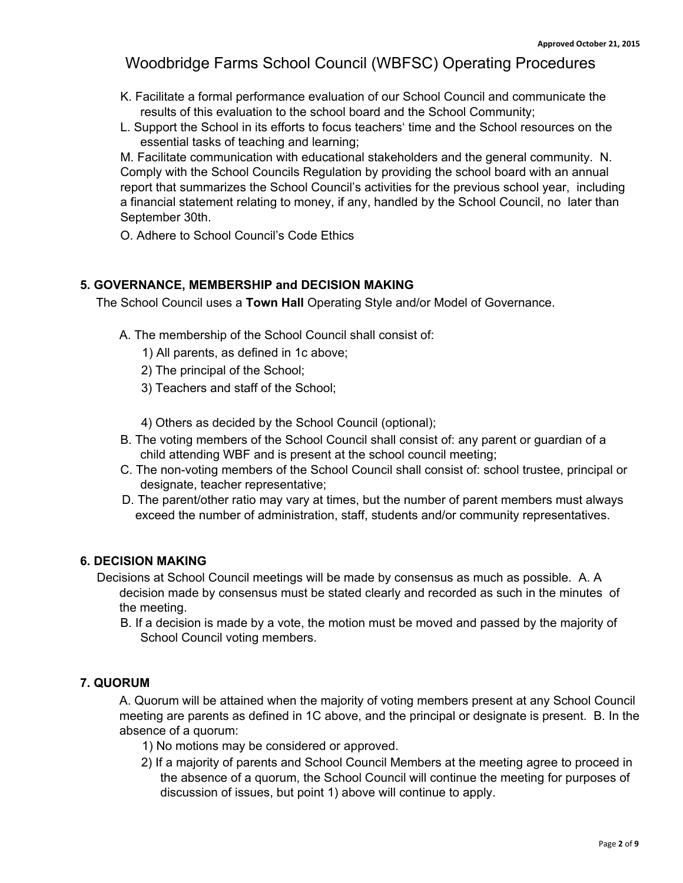K. Facilitate a formal performance evaluation of our School Council and communicate the results of this evaluation to the school board and the School Community;

L. Support the School in its efforts to focus teachers' time and the School resources on the essential tasks of teaching and learning;

M. Facilitate communication with educational stakeholders and the general community.

N. Comply with the School Councils Regulation by providing the school board with an annual report that summarizes the School Council's activities for the previous school year, including a financial statement relating to money, if any, handled by the School Council, no later than September 30th.

O. Adhere to School Council's Code Ethics

## 5. GOVERNANCE, MEMBERSHIP and DECISION MAKING

The School Council uses a **Town Hall** Operating Style and/or Model of Governance.

A. The membership of the School Council shall consist of:

1) All parents, as defined in 1c above;
2) The principal of the School;
3) Teachers and staff of the School;
4) Others as decided by the School Council (optional);

B. The voting members of the School Council shall consist of: any parent or guardian of a child attending WBF and is present at the school council meeting;

C. The non-voting members of the School Council shall consist of: school trustee, principal or designate, teacher representative;

D. The parent/other ratio may vary at times, but the number of parent members must always exceed the number of administration, staff, students and/or community representatives.

## 6. DECISION MAKING

Decisions at School Council meetings will be made by consensus as much as possible.

A. A decision made by consensus must be stated clearly and recorded as such in the minutes of the meeting.

B. If a decision is made by a vote, the motion must be moved and passed by the majority of School Council voting members.

## 7. QUORUM

A. Quorum will be attained when the majority of voting members present at any School Council meeting are parents as defined in 1C above, and the principal or designate is present.

B. In the absence of a quorum:

1) No motions may be considered or approved.
2) If a majority of parents and School Council Members at the meeting agree to proceed in the absence of a quorum, the School Council will continue the meeting for purposes of discussion of issues, but point 1) above will continue to apply.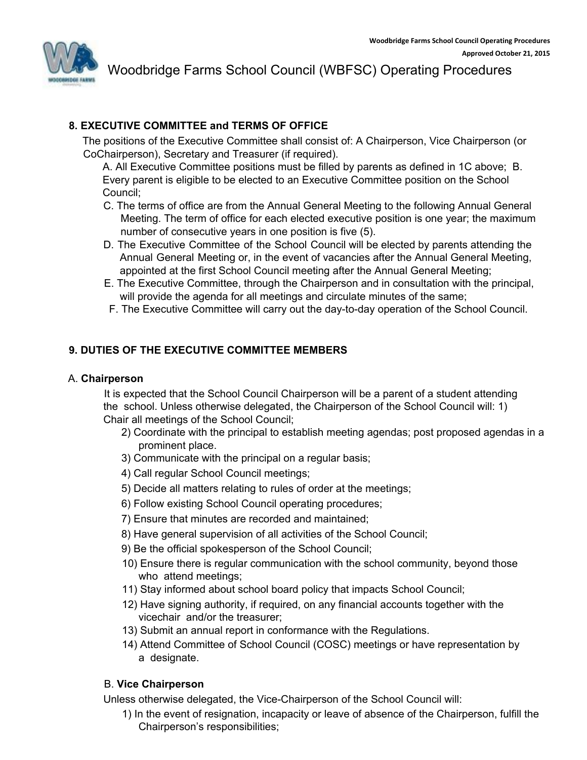# Woodbridge Farms School Council (WBFSC) Operating Procedures

**8. EXECUTIVE COMMITTEE and TERMS OF OFFICE**

The positions of the Executive Committee shall consist of: A Chairperson, Vice Chairperson (or CoChairperson), Secretary and Treasurer (if required).

A. All Executive Committee positions must be filled by parents as defined in 1C above; B. Every parent is eligible to be elected to an Executive Committee position on the School Council;

C. The terms of office are from the Annual General Meeting to the following Annual General Meeting. The term of office for each elected executive position is one year; the maximum number of consecutive years in one position is five (5).

D. The Executive Committee of the School Council will be elected by parents attending the Annual General Meeting or, in the event of vacancies after the Annual General Meeting, appointed at the first School Council meeting after the Annual General Meeting;

E. The Executive Committee, through the Chairperson and in consultation with the principal, will provide the agenda for all meetings and circulate minutes of the same;

F. The Executive Committee will carry out the day-to-day operation of the School Council.

**9. DUTIES OF THE EXECUTIVE COMMITTEE MEMBERS**

A. **Chairperson**

It is expected that the School Council Chairperson will be a parent of a student attending the school. Unless otherwise delegated, the Chairperson of the School Council will: 1) Chair all meetings of the School Council;

2) Coordinate with the principal to establish meeting agendas; post proposed agendas in a prominent place.
3) Communicate with the principal on a regular basis;
4) Call regular School Council meetings;
5) Decide all matters relating to rules of order at the meetings;
6) Follow existing School Council operating procedures;
7) Ensure that minutes are recorded and maintained;
8) Have general supervision of all activities of the School Council;
9) Be the official spokesperson of the School Council;
10) Ensure there is regular communication with the school community, beyond those who attend meetings;
11) Stay informed about school board policy that impacts School Council;
12) Have signing authority, if required, on any financial accounts together with the vicechair and/or the treasurer;
13) Submit an annual report in conformance with the Regulations.
14) Attend Committee of School Council (COSC) meetings or have representation by a designate.

B. **Vice Chairperson**

Unless otherwise delegated, the Vice-Chairperson of the School Council will:

1) In the event of resignation, incapacity or leave of absence of the Chairperson, fulfill the Chairperson's responsibilities;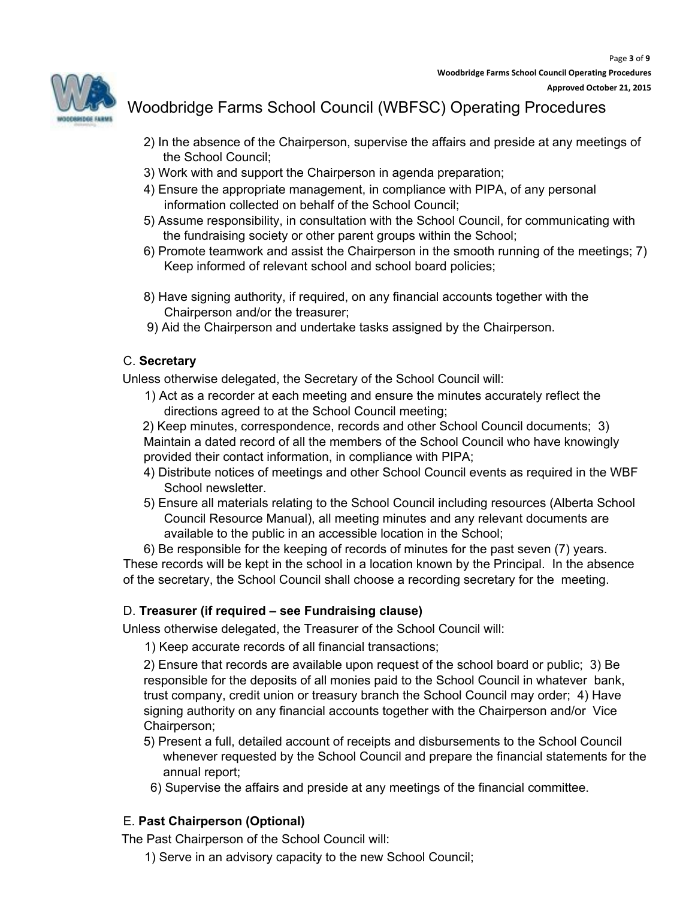2) In the absence of the Chairperson, supervise the affairs and preside at any meetings of the School Council;
3) Work with and support the Chairperson in agenda preparation;
4) Ensure the appropriate management, in compliance with PIPA, of any personal information collected on behalf of the School Council;
5) Assume responsibility, in consultation with the School Council, for communicating with the fundraising society or other parent groups within the School;
6) Promote teamwork and assist the Chairperson in the smooth running of the meetings;
7) Keep informed of relevant school and school board policies;
8) Have signing authority, if required, on any financial accounts together with the Chairperson and/or the treasurer;
9) Aid the Chairperson and undertake tasks assigned by the Chairperson.

C. **Secretary**

Unless otherwise delegated, the Secretary of the School Council will:

1) Act as a recorder at each meeting and ensure the minutes accurately reflect the directions agreed to at the School Council meeting;
2) Keep minutes, correspondence, records and other School Council documents;
3) Maintain a dated record of all the members of the School Council who have knowingly provided their contact information, in compliance with PIPA;
4) Distribute notices of meetings and other School Council events as required in the WBF School newsletter.
5) Ensure all materials relating to the School Council including resources (Alberta School Council Resource Manual), all meeting minutes and any relevant documents are available to the public in an accessible location in the School;
6) Be responsible for the keeping of records of minutes for the past seven (7) years.

These records will be kept in the school in a location known by the Principal. In the absence of the secretary, the School Council shall choose a recording secretary for the meeting.

D. **Treasurer (if required – see Fundraising clause)**

Unless otherwise delegated, the Treasurer of the School Council will:

1) Keep accurate records of all financial transactions;
2) Ensure that records are available upon request of the school board or public;
3) Be responsible for the deposits of all monies paid to the School Council in whatever bank, trust company, credit union or treasury branch the School Council may order;
4) Have signing authority on any financial accounts together with the Chairperson and/or Vice Chairperson;
5) Present a full, detailed account of receipts and disbursements to the School Council whenever requested by the School Council and prepare the financial statements for the annual report;
6) Supervise the affairs and preside at any meetings of the financial committee.

E. **Past Chairperson (Optional)**

The Past Chairperson of the School Council will:

1) Serve in an advisory capacity to the new School Council;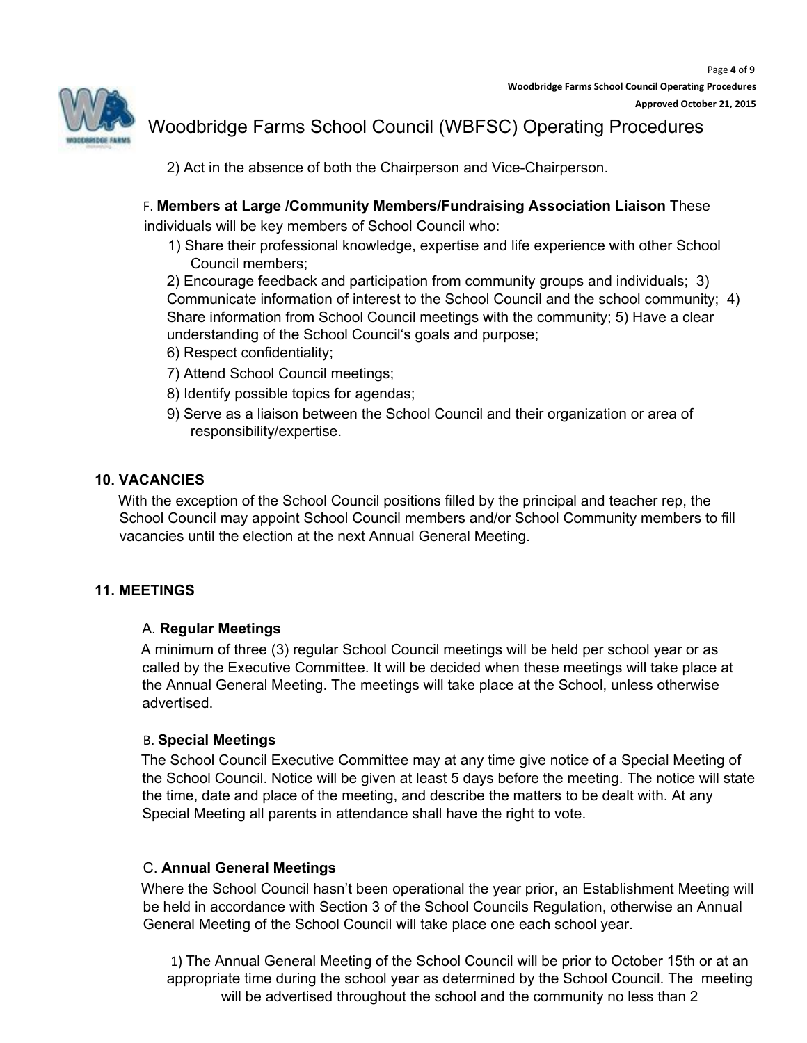2) Act in the absence of both the Chairperson and Vice-Chairperson.

F. **Members at Large /Community Members/Fundraising Association Liaison** These individuals will be key members of School Council who:

1) Share their professional knowledge, expertise and life experience with other School Council members;
2) Encourage feedback and participation from community groups and individuals;
3) Communicate information of interest to the School Council and the school community;
4) Share information from School Council meetings with the community;
5) Have a clear understanding of the School Council's goals and purpose;
6) Respect confidentiality;
7) Attend School Council meetings;
8) Identify possible topics for agendas;
9) Serve as a liaison between the School Council and their organization or area of responsibility/expertise.

## 10. VACANCIES

With the exception of the School Council positions filled by the principal and teacher rep, the School Council may appoint School Council members and/or School Community members to fill vacancies until the election at the next Annual General Meeting.

## 11. MEETINGS

A. **Regular Meetings**

A minimum of three (3) regular School Council meetings will be held per school year or as called by the Executive Committee. It will be decided when these meetings will take place at the Annual General Meeting. The meetings will take place at the School, unless otherwise advertised.

B. **Special Meetings**

The School Council Executive Committee may at any time give notice of a Special Meeting of the School Council. Notice will be given at least 5 days before the meeting. The notice will state the time, date and place of the meeting, and describe the matters to be dealt with. At any Special Meeting all parents in attendance shall have the right to vote.

C. **Annual General Meetings**

Where the School Council hasn't been operational the year prior, an Establishment Meeting will be held in accordance with Section 3 of the School Councils Regulation, otherwise an Annual General Meeting of the School Council will take place one each school year.

1) The Annual General Meeting of the School Council will be prior to October 15th or at an appropriate time during the school year as determined by the School Council. The meeting will be advertised throughout the school and the community no less than 2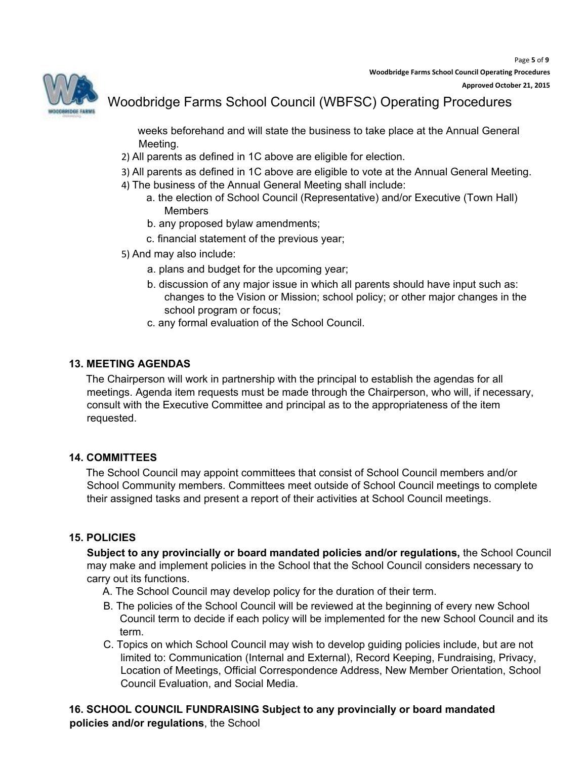weeks beforehand and will state the business to take place at the Annual General Meeting.

2) All parents as defined in 1C above are eligible for election.

3) All parents as defined in 1C above are eligible to vote at the Annual General Meeting.

4) The business of the Annual General Meeting shall include:
   a. the election of School Council (Representative) and/or Executive (Town Hall) Members
   b. any proposed bylaw amendments;
   c. financial statement of the previous year;

5) And may also include:
   a. plans and budget for the upcoming year;
   b. discussion of any major issue in which all parents should have input such as: changes to the Vision or Mission; school policy; or other major changes in the school program or focus;
   c. any formal evaluation of the School Council.

**13. MEETING AGENDAS**

The Chairperson will work in partnership with the principal to establish the agendas for all meetings. Agenda item requests must be made through the Chairperson, who will, if necessary, consult with the Executive Committee and principal as to the appropriateness of the item requested.

**14. COMMITTEES**

The School Council may appoint committees that consist of School Council members and/or School Community members. Committees meet outside of School Council meetings to complete their assigned tasks and present a report of their activities at School Council meetings.

**15. POLICIES**

**Subject to any provincially or board mandated policies and/or regulations,** the School Council may make and implement policies in the School that the School Council considers necessary to carry out its functions.

A. The School Council may develop policy for the duration of their term.

B. The policies of the School Council will be reviewed at the beginning of every new School Council term to decide if each policy will be implemented for the new School Council and its term.

C. Topics on which School Council may wish to develop guiding policies include, but are not limited to: Communication (Internal and External), Record Keeping, Fundraising, Privacy, Location of Meetings, Official Correspondence Address, New Member Orientation, School Council Evaluation, and Social Media.

**16. SCHOOL COUNCIL FUNDRAISING Subject to any provincially or board mandated policies and/or regulations**, the School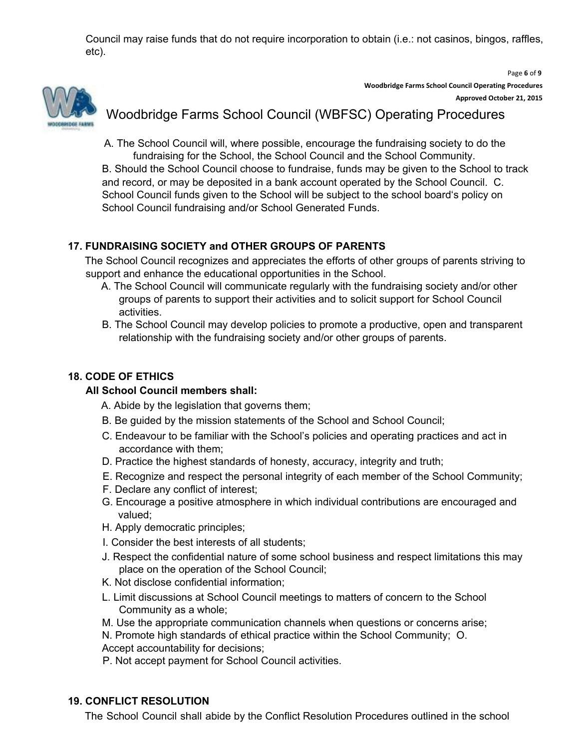Council may raise funds that do not require incorporation to obtain (i.e.: not casinos, bingos, raffles, etc).

A. The School Council will, where possible, encourage the fundraising society to do the fundraising for the School, the School Council and the School Community.

B. Should the School Council choose to fundraise, funds may be given to the School to track and record, or may be deposited in a bank account operated by the School Council.

C. School Council funds given to the School will be subject to the school board's policy on School Council fundraising and/or School Generated Funds.

**17. FUNDRAISING SOCIETY and OTHER GROUPS OF PARENTS**

The School Council recognizes and appreciates the efforts of other groups of parents striving to support and enhance the educational opportunities in the School.

A. The School Council will communicate regularly with the fundraising society and/or other groups of parents to support their activities and to solicit support for School Council activities.

B. The School Council may develop policies to promote a productive, open and transparent relationship with the fundraising society and/or other groups of parents.

**18. CODE OF ETHICS**

**All School Council members shall:**

A. Abide by the legislation that governs them;

B. Be guided by the mission statements of the School and School Council;

C. Endeavour to be familiar with the School's policies and operating practices and act in accordance with them;

D. Practice the highest standards of honesty, accuracy, integrity and truth;

E. Recognize and respect the personal integrity of each member of the School Community;

F. Declare any conflict of interest;

G. Encourage a positive atmosphere in which individual contributions are encouraged and valued;

H. Apply democratic principles;

I. Consider the best interests of all students;

J. Respect the confidential nature of some school business and respect limitations this may place on the operation of the School Council;

K. Not disclose confidential information;

L. Limit discussions at School Council meetings to matters of concern to the School Community as a whole;

M. Use the appropriate communication channels when questions or concerns arise;

N. Promote high standards of ethical practice within the School Community;

O. Accept accountability for decisions;

P. Not accept payment for School Council activities.

**19. CONFLICT RESOLUTION**

The School Council shall abide by the Conflict Resolution Procedures outlined in the school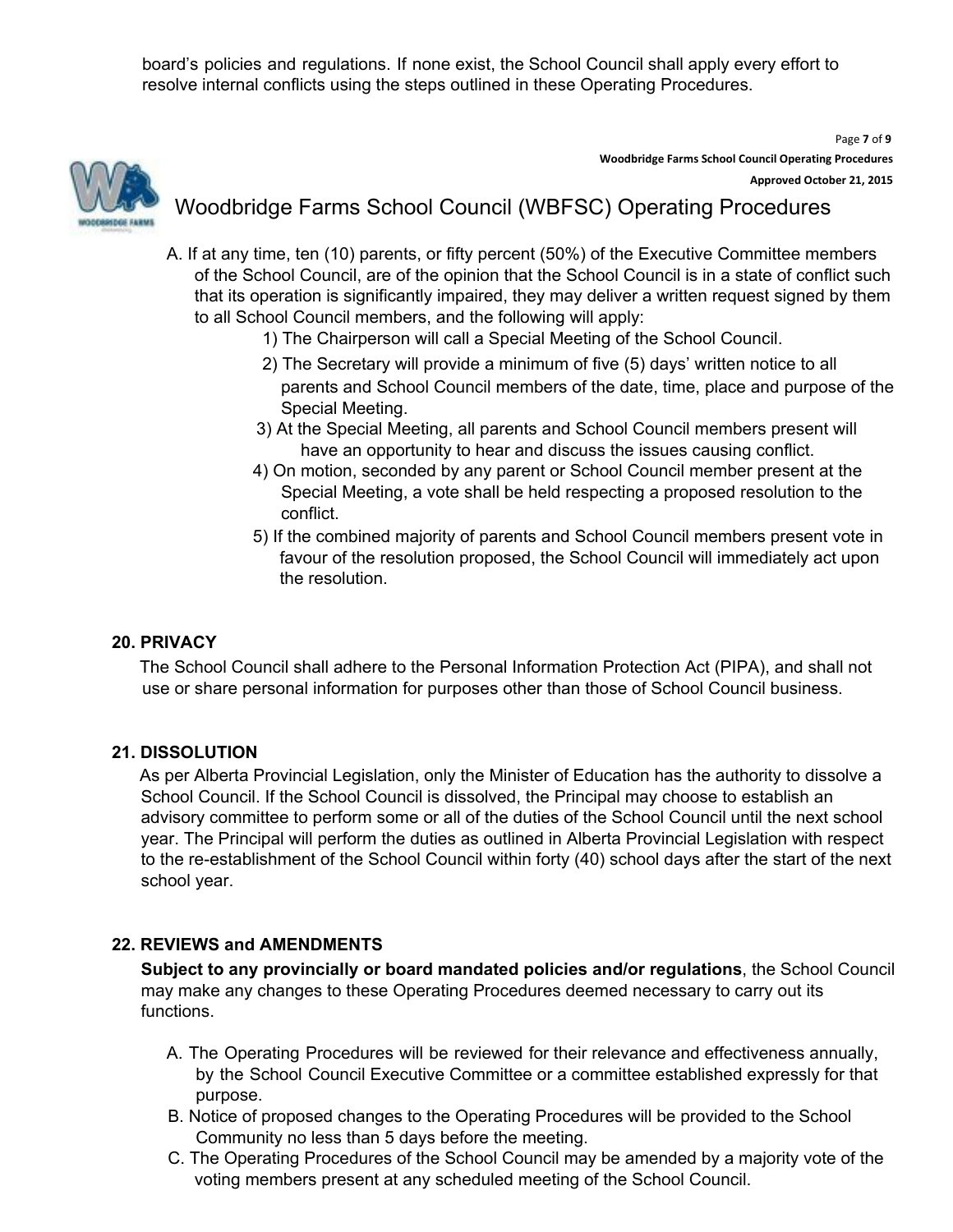board's policies and regulations. If none exist, the School Council shall apply every effort to resolve internal conflicts using the steps outlined in these Operating Procedures.

A. If at any time, ten (10) parents, or fifty percent (50%) of the Executive Committee members of the School Council, are of the opinion that the School Council is in a state of conflict such that its operation is significantly impaired, they may deliver a written request signed by them to all School Council members, and the following will apply:
   1) The Chairperson will call a Special Meeting of the School Council.
   2) The Secretary will provide a minimum of five (5) days' written notice to all parents and School Council members of the date, time, place and purpose of the Special Meeting.
   3) At the Special Meeting, all parents and School Council members present will have an opportunity to hear and discuss the issues causing conflict.
   4) On motion, seconded by any parent or School Council member present at the Special Meeting, a vote shall be held respecting a proposed resolution to the conflict.
   5) If the combined majority of parents and School Council members present vote in favour of the resolution proposed, the School Council will immediately act upon the resolution.

## 20. PRIVACY

The School Council shall adhere to the Personal Information Protection Act (PIPA), and shall not use or share personal information for purposes other than those of School Council business.

## 21. DISSOLUTION

As per Alberta Provincial Legislation, only the Minister of Education has the authority to dissolve a School Council. If the School Council is dissolved, the Principal may choose to establish an advisory committee to perform some or all of the duties of the School Council until the next school year. The Principal will perform the duties as outlined in Alberta Provincial Legislation with respect to the re-establishment of the School Council within forty (40) school days after the start of the next school year.

## 22. REVIEWS and AMENDMENTS

**Subject to any provincially or board mandated policies and/or regulations**, the School Council may make any changes to these Operating Procedures deemed necessary to carry out its functions.

A. The Operating Procedures will be reviewed for their relevance and effectiveness annually, by the School Council Executive Committee or a committee established expressly for that purpose.
B. Notice of proposed changes to the Operating Procedures will be provided to the School Community no less than 5 days before the meeting.
C. The Operating Procedures of the School Council may be amended by a majority vote of the voting members present at any scheduled meeting of the School Council.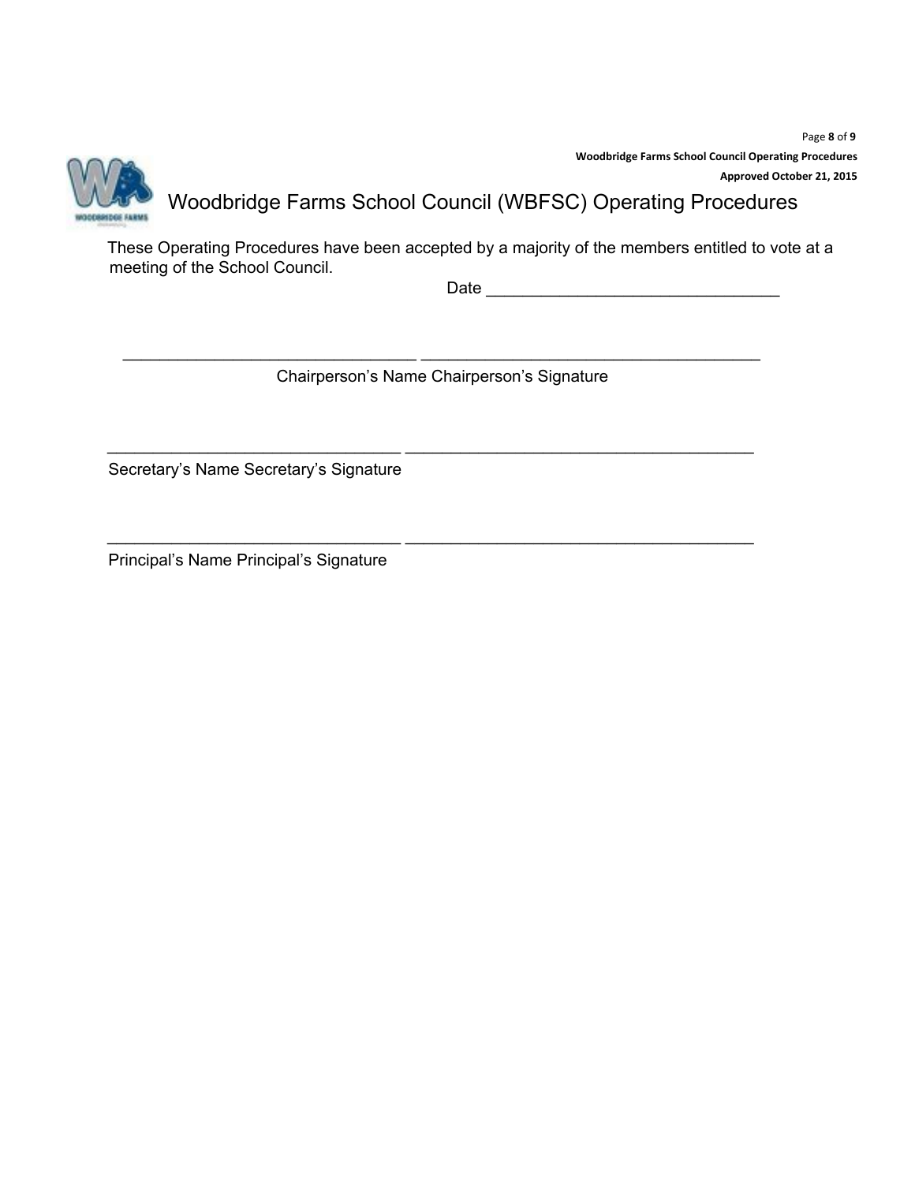# Woodbridge Farms School Council (WBFSC) Operating Procedures

These Operating Procedures have been accepted by a majority of the members entitled to vote at a meeting of the School Council.

Date ________________________________

________________________________ ______________________________________

Chairperson's Name Chairperson's Signature

________________________________ ______________________________________

Secretary's Name Secretary's Signature

________________________________ ______________________________________

Principal's Name Principal's Signature